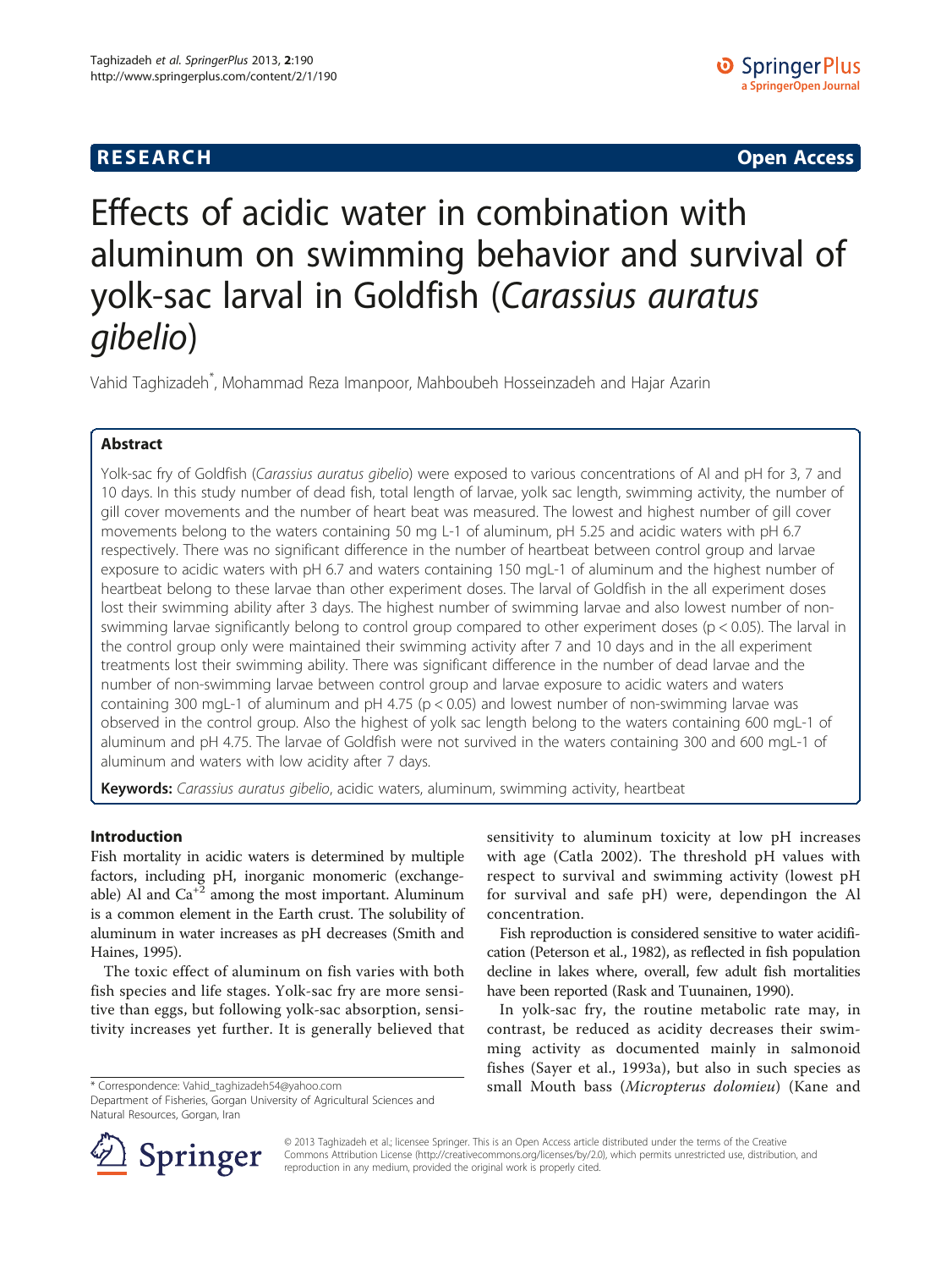**RESEARCH** **Open Access**

# Effects of acidic water in combination with aluminum on swimming behavior and survival of yolk-sac larval in Goldfish (*Carassius auratus gibelio*)

Vahid Taghizadeh*, Mohammad Reza Imanpoor, Mahboubeh Hosseinzadeh and Hajar Azarin

## Abstract

Yolk-sac fry of Goldfish (*Carassius auratus gibelio*) were exposed to various concentrations of Al and pH for 3, 7 and 10 days. In this study number of dead fish, total length of larvae, yolk sac length, swimming activity, the number of gill cover movements and the number of heart beat was measured. The lowest and highest number of gill cover movements belong to the waters containing 50 mg L-1 of aluminum, pH 5.25 and acidic waters with pH 6.7 respectively. There was no significant difference in the number of heartbeat between control group and larvae exposure to acidic waters with pH 6.7 and waters containing 150 mgL-1 of aluminum and the highest number of heartbeat belong to these larvae than other experiment doses. The larval of Goldfish in the all experiment doses lost their swimming ability after 3 days. The highest number of swimming larvae and also lowest number of non-swimming larvae significantly belong to control group compared to other experiment doses ($p < 0.05$). The larval in the control group only were maintained their swimming activity after 7 and 10 days and in the all experiment treatments lost their swimming ability. There was significant difference in the number of dead larvae and the number of non-swimming larvae between control group and larvae exposure to acidic waters and waters containing 300 mgL-1 of aluminum and pH 4.75 ($p < 0.05$) and lowest number of non-swimming larvae was observed in the control group. Also the highest of yolk sac length belong to the waters containing 600 mgL-1 of aluminum and pH 4.75. The larvae of Goldfish were not survived in the waters containing 300 and 600 mgL-1 of aluminum and waters with low acidity after 7 days.

**Keywords:** *Carassius auratus gibelio*, acidic waters, aluminum, swimming activity, heartbeat

## Introduction

Fish mortality in acidic waters is determined by multiple factors, including pH, inorganic monomeric (exchangeable) Al and $Ca^{+2}$ among the most important. Aluminum is a common element in the Earth crust. The solubility of aluminum in water increases as pH decreases (Smith and Haines, 1995).

The toxic effect of aluminum on fish varies with both fish species and life stages. Yolk-sac fry are more sensitive than eggs, but following yolk-sac absorption, sensitivity increases yet further. It is generally believed that sensitivity to aluminum toxicity at low pH increases with age (Catla 2002). The threshold pH values with respect to survival and swimming activity (lowest pH for survival and safe pH) were, dependingon the Al concentration.

Fish reproduction is considered sensitive to water acidification (Peterson et al., 1982), as reflected in fish population decline in lakes where, overall, few adult fish mortalities have been reported (Rask and Tuunainen, 1990).

In yolk-sac fry, the routine metabolic rate may, in contrast, be reduced as acidity decreases their swimming activity as documented mainly in salmonoid fishes (Sayer et al., 1993a), but also in such species as small Mouth bass (*Micropterus dolomieu*) (Kane and

\* Correspondence: Vahid_taghizadeh54@yahoo.com
Department of Fisheries, Gorgan University of Agricultural Sciences and Natural Resources, Gorgan, Iran

© 2013 Taghizadeh et al.; licensee Springer. This is an Open Access article distributed under the terms of the Creative Commons Attribution License (http://creativecommons.org/licenses/by/2.0), which permits unrestricted use, distribution, and reproduction in any medium, provided the original work is properly cited.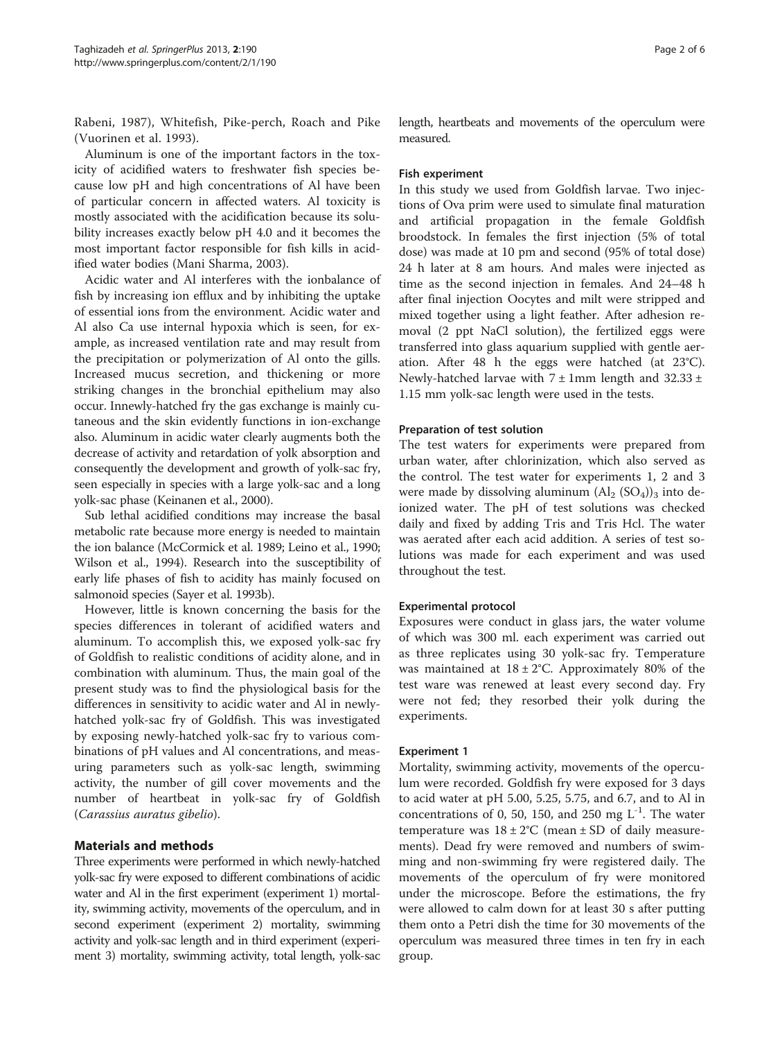Rabeni, 1987), Whitefish, Pike-perch, Roach and Pike (Vuorinen et al. 1993).

Aluminum is one of the important factors in the toxicity of acidified waters to freshwater fish species because low pH and high concentrations of Al have been of particular concern in affected waters. Al toxicity is mostly associated with the acidification because its solubility increases exactly below pH 4.0 and it becomes the most important factor responsible for fish kills in acidified water bodies (Mani Sharma, 2003).

Acidic water and Al interferes with the ionbalance of fish by increasing ion efflux and by inhibiting the uptake of essential ions from the environment. Acidic water and Al also Ca use internal hypoxia which is seen, for example, as increased ventilation rate and may result from the precipitation or polymerization of Al onto the gills. Increased mucus secretion, and thickening or more striking changes in the bronchial epithelium may also occur. Innewly-hatched fry the gas exchange is mainly cutaneous and the skin evidently functions in ion-exchange also. Aluminum in acidic water clearly augments both the decrease of activity and retardation of yolk absorption and consequently the development and growth of yolk-sac fry, seen especially in species with a large yolk-sac and a long yolk-sac phase (Keinanen et al., 2000).

Sub lethal acidified conditions may increase the basal metabolic rate because more energy is needed to maintain the ion balance (McCormick et al. 1989; Leino et al., 1990; Wilson et al., 1994). Research into the susceptibility of early life phases of fish to acidity has mainly focused on salmonoid species (Sayer et al. 1993b).

However, little is known concerning the basis for the species differences in tolerant of acidified waters and aluminum. To accomplish this, we exposed yolk-sac fry of Goldfish to realistic conditions of acidity alone, and in combination with aluminum. Thus, the main goal of the present study was to find the physiological basis for the differences in sensitivity to acidic water and Al in newly-hatched yolk-sac fry of Goldfish. This was investigated by exposing newly-hatched yolk-sac fry to various combinations of pH values and Al concentrations, and measuring parameters such as yolk-sac length, swimming activity, the number of gill cover movements and the number of heartbeat in yolk-sac fry of Goldfish (*Carassius auratus gibelio*).

## Materials and methods

Three experiments were performed in which newly-hatched yolk-sac fry were exposed to different combinations of acidic water and Al in the first experiment (experiment 1) mortality, swimming activity, movements of the operculum, and in second experiment (experiment 2) mortality, swimming activity and yolk-sac length and in third experiment (experiment 3) mortality, swimming activity, total length, yolk-sac length, heartbeats and movements of the operculum were measured.

### Fish experiment

In this study we used from Goldfish larvae. Two injections of Ova prim were used to simulate final maturation and artificial propagation in the female Goldfish broodstock. In females the first injection (5% of total dose) was made at 10 pm and second (95% of total dose) 24 h later at 8 am hours. And males were injected as time as the second injection in females. And 24–48 h after final injection Oocytes and milt were stripped and mixed together using a light feather. After adhesion removal (2 ppt NaCl solution), the fertilized eggs were transferred into glass aquarium supplied with gentle aeration. After 48 h the eggs were hatched (at 23°C). Newly-hatched larvae with 7 ± 1mm length and 32.33 ± 1.15 mm yolk-sac length were used in the tests.

### Preparation of test solution

The test waters for experiments were prepared from urban water, after chlorinization, which also served as the control. The test water for experiments 1, 2 and 3 were made by dissolving aluminum $(Al_2(SO_4))_3$ into deionized water. The pH of test solutions was checked daily and fixed by adding Tris and Tris Hcl. The water was aerated after each acid addition. A series of test solutions was made for each experiment and was used throughout the test.

### Experimental protocol

Exposures were conduct in glass jars, the water volume of which was 300 ml. each experiment was carried out as three replicates using 30 yolk-sac fry. Temperature was maintained at 18 ± 2°C. Approximately 80% of the test ware was renewed at least every second day. Fry were not fed; they resorbed their yolk during the experiments.

### Experiment 1

Mortality, swimming activity, movements of the operculum were recorded. Goldfish fry were exposed for 3 days to acid water at pH 5.00, 5.25, 5.75, and 6.7, and to Al in concentrations of 0, 50, 150, and 250 mg $L^{-1}$. The water temperature was 18 ± 2°C (mean ± SD of daily measurements). Dead fry were removed and numbers of swimming and non-swimming fry were registered daily. The movements of the operculum of fry were monitored under the microscope. Before the estimations, the fry were allowed to calm down for at least 30 s after putting them onto a Petri dish the time for 30 movements of the operculum was measured three times in ten fry in each group.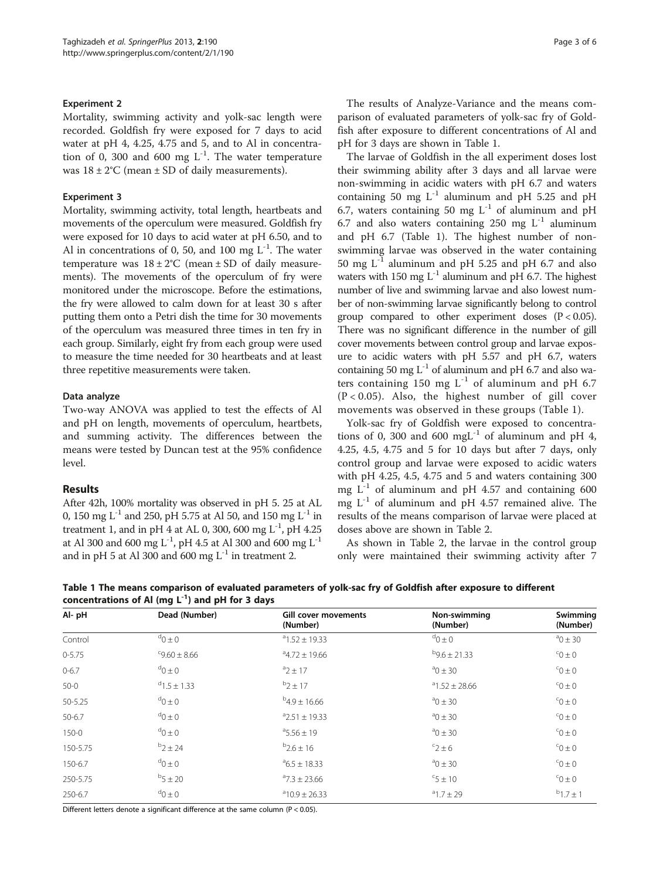#### Experiment 2

Mortality, swimming activity and yolk-sac length were recorded. Goldfish fry were exposed for 7 days to acid water at pH 4, 4.25, 4.75 and 5, and to Al in concentration of 0, 300 and 600 mg $L^{-1}$. The water temperature was 18 ± 2°C (mean ± SD of daily measurements).

#### Experiment 3

Mortality, swimming activity, total length, heartbeats and movements of the operculum were measured. Goldfish fry were exposed for 10 days to acid water at pH 6.50, and to Al in concentrations of 0, 50, and 100 mg $L^{-1}$. The water temperature was 18 ± 2°C (mean ± SD of daily measurements). The movements of the operculum of fry were monitored under the microscope. Before the estimations, the fry were allowed to calm down for at least 30 s after putting them onto a Petri dish the time for 30 movements of the operculum was measured three times in ten fry in each group. Similarly, eight fry from each group were used to measure the time needed for 30 heartbeats and at least three repetitive measurements were taken.

#### Data analyze

Two-way ANOVA was applied to test the effects of Al and pH on length, movements of operculum, heartbets, and summing activity. The differences between the means were tested by Duncan test at the 95% confidence level.

## Results

After 42h, 100% mortality was observed in pH 5. 25 at AL 0, 150 mg $L^{-1}$ and 250, pH 5.75 at Al 50, and 150 mg $L^{-1}$ in treatment 1, and in pH 4 at AL 0, 300, 600 mg $L^{-1}$, pH 4.25 at Al 300 and 600 mg $L^{-1}$, pH 4.5 at Al 300 and 600 mg $L^{-1}$ and in pH 5 at Al 300 and 600 mg $L^{-1}$ in treatment 2.

The results of Analyze-Variance and the means comparison of evaluated parameters of yolk-sac fry of Goldfish after exposure to different concentrations of Al and pH for 3 days are shown in Table 1.

The larvae of Goldfish in the all experiment doses lost their swimming ability after 3 days and all larvae were non-swimming in acidic waters with pH 6.7 and waters containing 50 mg $L^{-1}$ aluminum and pH 5.25 and pH 6.7, waters containing 50 mg $L^{-1}$ of aluminum and pH 6.7 and also waters containing 250 mg $L^{-1}$ aluminum and pH 6.7 (Table 1). The highest number of non-swimming larvae was observed in the water containing 50 mg $L^{-1}$ aluminum and pH 5.25 and pH 6.7 and also waters with 150 mg $L^{-1}$ aluminum and pH 6.7. The highest number of live and swimming larvae and also lowest number of non-swimming larvae significantly belong to control group compared to other experiment doses ($P < 0.05$). There was no significant difference in the number of gill cover movements between control group and larvae exposure to acidic waters with pH 5.57 and pH 6.7, waters containing 50 mg $L^{-1}$ of aluminum and pH 6.7 and also waters containing 150 mg $L^{-1}$ of aluminum and pH 6.7 ($P < 0.05$). Also, the highest number of gill cover movements was observed in these groups (Table 1).

Yolk-sac fry of Goldfish were exposed to concentrations of 0, 300 and 600 mg$L^{-1}$ of aluminum and pH 4, 4.25, 4.5, 4.75 and 5 for 10 days but after 7 days, only control group and larvae were exposed to acidic waters with pH 4.25, 4.5, 4.75 and 5 and waters containing 300 mg $L^{-1}$ of aluminum and pH 4.57 and containing 600 mg $L^{-1}$ of aluminum and pH 4.57 remained alive. The results of the means comparison of larvae were placed at doses above are shown in Table 2.

As shown in Table 2, the larvae in the control group only were maintained their swimming activity after 7

**Table 1 The means comparison of evaluated parameters of yolk-sac fry of Goldfish after exposure to different concentrations of Al (mg $L^{-1}$) and pH for 3 days**

| Al- pH | Dead (Number) | Gill cover movements (Number) | Non-swimming (Number) | Swimming (Number) |
|---|---|---|---|---|
| Control | $^{d}$0 ± 0 | $^{a}$1.52 ± 19.33 | $^{d}$0 ± 0 | $^{a}$0 ± 30 |
| 0-5.75 | $^{c}$9.60 ± 8.66 | $^{a}$4.72 ± 19.66 | $^{b}$9.6 ± 21.33 | $^{c}$0 ± 0 |
| 0-6.7 | $^{d}$0 ± 0 | $^{a}$2 ± 17 | $^{a}$0 ± 30 | $^{c}$0 ± 0 |
| 50-0 | $^{d}$1.5 ± 1.33 | $^{b}$2 ± 17 | $^{a}$1.52 ± 28.66 | $^{c}$0 ± 0 |
| 50-5.25 | $^{d}$0 ± 0 | $^{b}$4.9 ± 16.66 | $^{a}$0 ± 30 | $^{c}$0 ± 0 |
| 50-6.7 | $^{d}$0 ± 0 | $^{a}$2.51 ± 19.33 | $^{a}$0 ± 30 | $^{c}$0 ± 0 |
| 150-0 | $^{d}$0 ± 0 | $^{a}$5.56 ± 19 | $^{a}$0 ± 30 | $^{c}$0 ± 0 |
| 150-5.75 | $^{b}$2 ± 24 | $^{b}$2.6 ± 16 | $^{c}$2 ± 6 | $^{c}$0 ± 0 |
| 150-6.7 | $^{d}$0 ± 0 | $^{a}$6.5 ± 18.33 | $^{a}$0 ± 30 | $^{c}$0 ± 0 |
| 250-5.75 | $^{b}$5 ± 20 | $^{a}$7.3 ± 23.66 | $^{c}$5 ± 10 | $^{c}$0 ± 0 |
| 250-6.7 | $^{d}$0 ± 0 | $^{a}$10.9 ± 26.33 | $^{a}$1.7 ± 29 | $^{b}$1.7 ± 1 |

Different letters denote a significant difference at the same column ($P < 0.05$).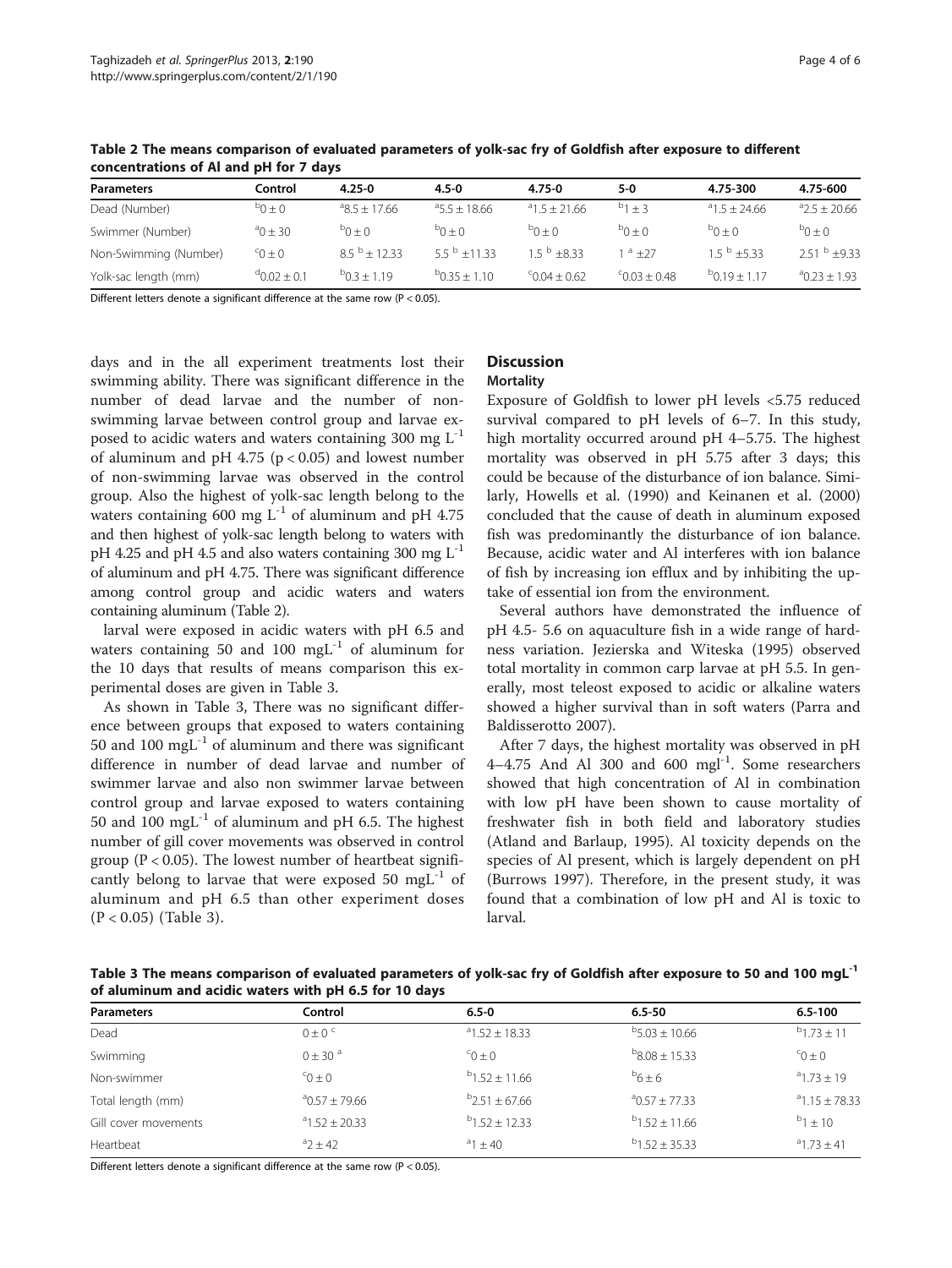**Table 2 The means comparison of evaluated parameters of yolk-sac fry of Goldfish after exposure to different concentrations of Al and pH for 7 days**

| Parameters | Control | 4.25-0 | 4.5-0 | 4.75-0 | 5-0 | 4.75-300 | 4.75-600 |
|---|---|---|---|---|---|---|---|
| Dead (Number) | $^{b}0 \pm 0$ | $^{a}8.5 \pm 17.66$ | $^{a}5.5 \pm 18.66$ | $^{a}1.5 \pm 21.66$ | $^{b}1 \pm 3$ | $^{a}1.5 \pm 24.66$ | $^{a}2.5 \pm 20.66$ |
| Swimmer (Number) | $^{a}0 \pm 30$ | $^{b}0 \pm 0$ | $^{b}0 \pm 0$ | $^{b}0 \pm 0$ | $^{b}0 \pm 0$ | $^{b}0 \pm 0$ | $^{b}0 \pm 0$ |
| Non-Swimming (Number) | $^{c}0 \pm 0$ | $8.5\ ^{b} \pm 12.33$ | $5.5\ ^{b} \pm 11.33$ | $1.5\ ^{b} \pm 8.33$ | $1\ ^{a} \pm 27$ | $1.5\ ^{b} \pm 5.33$ | $2.51\ ^{b} \pm 9.33$ |
| Yolk-sac length (mm) | $^{d}0.02 \pm 0.1$ | $^{b}0.3 \pm 1.19$ | $^{b}0.35 \pm 1.10$ | $^{c}0.04 \pm 0.62$ | $^{c}0.03 \pm 0.48$ | $^{b}0.19 \pm 1.17$ | $^{a}0.23 \pm 1.93$ |

Different letters denote a significant difference at the same row ($P < 0.05$).

days and in the all experiment treatments lost their swimming ability. There was significant difference in the number of dead larvae and the number of non-swimming larvae between control group and larvae exposed to acidic waters and waters containing 300 mg $L^{-1}$ of aluminum and pH 4.75 ($p < 0.05$) and lowest number of non-swimming larvae was observed in the control group. Also the highest of yolk-sac length belong to the waters containing 600 mg $L^{-1}$ of aluminum and pH 4.75 and then highest of yolk-sac length belong to waters with pH 4.25 and pH 4.5 and also waters containing 300 mg $L^{-1}$ of aluminum and pH 4.75. There was significant difference among control group and acidic waters and waters containing aluminum (Table 2).

larval were exposed in acidic waters with pH 6.5 and waters containing 50 and 100 mg$L^{-1}$ of aluminum for the 10 days that results of means comparison this experimental doses are given in Table 3.

As shown in Table 3, There was no significant difference between groups that exposed to waters containing 50 and 100 mg$L^{-1}$ of aluminum and there was significant difference in number of dead larvae and number of swimmer larvae and also non swimmer larvae between control group and larvae exposed to waters containing 50 and 100 mg$L^{-1}$ of aluminum and pH 6.5. The highest number of gill cover movements was observed in control group ($P < 0.05$). The lowest number of heartbeat significantly belong to larvae that were exposed 50 mg$L^{-1}$ of aluminum and pH 6.5 than other experiment doses ($P < 0.05$) (Table 3).

## Discussion

### Mortality

Exposure of Goldfish to lower pH levels <5.75 reduced survival compared to pH levels of 6–7. In this study, high mortality occurred around pH 4–5.75. The highest mortality was observed in pH 5.75 after 3 days; this could be because of the disturbance of ion balance. Similarly, Howells et al. (1990) and Keinanen et al. (2000) concluded that the cause of death in aluminum exposed fish was predominantly the disturbance of ion balance. Because, acidic water and Al interferes with ion balance of fish by increasing ion efflux and by inhibiting the uptake of essential ion from the environment.

Several authors have demonstrated the influence of pH 4.5- 5.6 on aquaculture fish in a wide range of hardness variation. Jezierska and Witeska (1995) observed total mortality in common carp larvae at pH 5.5. In generally, most teleost exposed to acidic or alkaline waters showed a higher survival than in soft waters (Parra and Baldisserotto 2007).

After 7 days, the highest mortality was observed in pH 4–4.75 And Al 300 and 600 mg$l^{-1}$. Some researchers showed that high concentration of Al in combination with low pH have been shown to cause mortality of freshwater fish in both field and laboratory studies (Atland and Barlaup, 1995). Al toxicity depends on the species of Al present, which is largely dependent on pH (Burrows 1997). Therefore, in the present study, it was found that a combination of low pH and Al is toxic to larval.

**Table 3 The means comparison of evaluated parameters of yolk-sac fry of Goldfish after exposure to 50 and 100 mg$L^{-1}$ of aluminum and acidic waters with pH 6.5 for 10 days**

| Parameters | Control | 6.5-0 | 6.5-50 | 6.5-100 |
|---|---|---|---|---|
| Dead | $0 \pm 0\ ^{c}$ | $^{a}1.52 \pm 18.33$ | $^{b}5.03 \pm 10.66$ | $^{b}1.73 \pm 11$ |
| Swimming | $0 \pm 30\ ^{a}$ | $^{c}0 \pm 0$ | $^{b}8.08 \pm 15.33$ | $^{c}0 \pm 0$ |
| Non-swimmer | $^{c}0 \pm 0$ | $^{b}1.52 \pm 11.66$ | $^{b}6 \pm 6$ | $^{a}1.73 \pm 19$ |
| Total length (mm) | $^{a}0.57 \pm 79.66$ | $^{b}2.51 \pm 67.66$ | $^{a}0.57 \pm 77.33$ | $^{a}1.15 \pm 78.33$ |
| Gill cover movements | $^{a}1.52 \pm 20.33$ | $^{b}1.52 \pm 12.33$ | $^{b}1.52 \pm 11.66$ | $^{b}1 \pm 10$ |
| Heartbeat | $^{a}2 \pm 42$ | $^{a}1 \pm 40$ | $^{b}1.52 \pm 35.33$ | $^{a}1.73 \pm 41$ |

Different letters denote a significant difference at the same row ($P < 0.05$).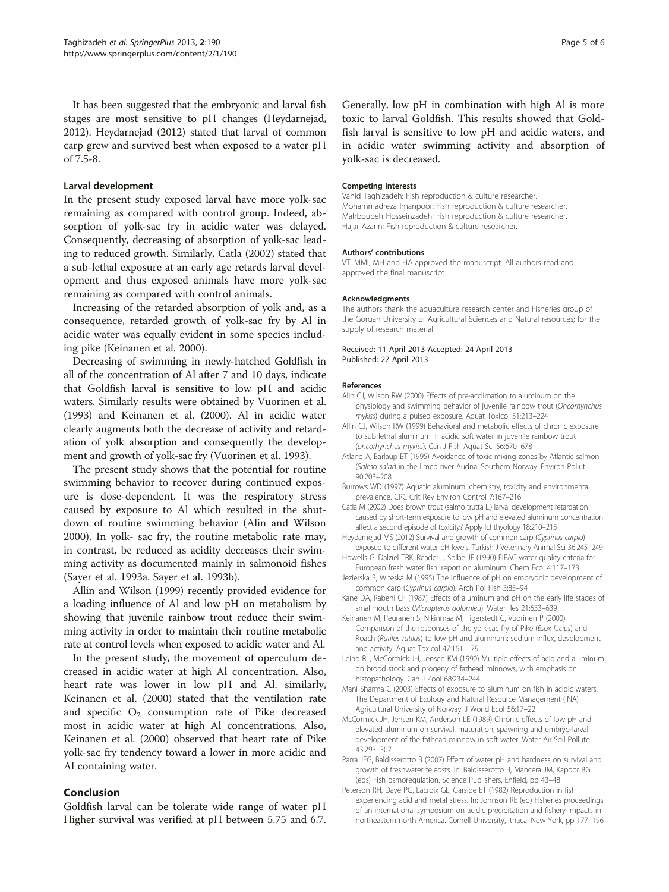It has been suggested that the embryonic and larval fish stages are most sensitive to pH changes (Heydarnejad, 2012). Heydarnejad (2012) stated that larval of common carp grew and survived best when exposed to a water pH of 7.5-8.

### Larval development

In the present study exposed larval have more yolk-sac remaining as compared with control group. Indeed, absorption of yolk-sac fry in acidic water was delayed. Consequently, decreasing of absorption of yolk-sac leading to reduced growth. Similarly, Catla (2002) stated that a sub-lethal exposure at an early age retards larval development and thus exposed animals have more yolk-sac remaining as compared with control animals.

Increasing of the retarded absorption of yolk and, as a consequence, retarded growth of yolk-sac fry by Al in acidic water was equally evident in some species including pike (Keinanen et al. 2000).

Decreasing of swimming in newly-hatched Goldfish in all of the concentration of Al after 7 and 10 days, indicate that Goldfish larval is sensitive to low pH and acidic waters. Similarly results were obtained by Vuorinen et al. (1993) and Keinanen et al. (2000). Al in acidic water clearly augments both the decrease of activity and retardation of yolk absorption and consequently the development and growth of yolk-sac fry (Vuorinen et al. 1993).

The present study shows that the potential for routine swimming behavior to recover during continued exposure is dose-dependent. It was the respiratory stress caused by exposure to Al which resulted in the shutdown of routine swimming behavior (Alin and Wilson 2000). In yolk- sac fry, the routine metabolic rate may, in contrast, be reduced as acidity decreases their swimming activity as documented mainly in salmonoid fishes (Sayer et al. 1993a. Sayer et al. 1993b).

Allin and Wilson (1999) recently provided evidence for a loading influence of Al and low pH on metabolism by showing that juvenile rainbow trout reduce their swimming activity in order to maintain their routine metabolic rate at control levels when exposed to acidic water and Al.

In the present study, the movement of operculum decreased in acidic water at high Al concentration. Also, heart rate was lower in low pH and Al. similarly, Keinanen et al. (2000) stated that the ventilation rate and specific $O_2$ consumption rate of Pike decreased most in acidic water at high Al concentrations. Also, Keinanen et al. (2000) observed that heart rate of Pike yolk-sac fry tendency toward a lower in more acidic and Al containing water.

## Conclusion

Goldfish larval can be tolerate wide range of water pH Higher survival was verified at pH between 5.75 and 6.7. Generally, low pH in combination with high Al is more toxic to larval Goldfish. This results showed that Goldfish larval is sensitive to low pH and acidic waters, and in acidic water swimming activity and absorption of yolk-sac is decreased.

#### Competing interests

Vahid Taghizadeh: Fish reproduction & culture researcher.
Mohammadreza Imanpoor: Fish reproduction & culture researcher.
Mahboubeh Hosseinzadeh: Fish reproduction & culture researcher.
Hajar Azarin: Fish reproduction & culture researcher.

#### Authors' contributions

VT, MMI, MH and HA approved the manuscript. All authors read and approved the final manuscript.

#### Acknowledgments

The authors thank the aquaculture research center and Fisheries group of the Gorgan University of Agricultural Sciences and Natural resources; for the supply of research material.

Received: 11 April 2013 Accepted: 24 April 2013
Published: 27 April 2013

#### References

Alin CJ, Wilson RW (2000) Effects of pre-acclimation to aluminum on the physiology and swimming behavior of juvenile rainbow trout (*Oncorhynchus mykiss*) during a pulsed exposure. Aquat Toxicol 51:213–224

Allin CJ, Wilson RW (1999) Behavioral and metabolic effects of chronic exposure to sub lethal aluminum in acidic soft water in juvenile rainbow trout (*oncorhynchus mykiss*). Can J Fish Aquat Sci 56:670–678

Atland A, Barlaup BT (1995) Avoidance of toxic mixing zones by Atlantic salmon (*Salmo salar*) in the limed river Audna, Southern Norway. Environ Pollut 90:203–208

Burrows WD (1997) Aquatic aluminum: chemistry, toxicity and environmental prevalence. CRC Crit Rev Environ Control 7:167–216

Catla M (2002) Does brown trout (salmo trutta L.) larval development retardation caused by short-term exposure to low pH and elevated aluminum concentration affect a second episode of toxicity? Apply Ichthyology 18:210–215

Heydarnejad MS (2012) Survival and growth of common carp (*Cyprinus carpio*) exposed to different water pH levels. Turkish J Veterinary Animal Sci 36:245–249

Howells G, Dalziel TRK, Reader J, Solbe JF (1990) EIFAC water quality criteria for European fresh water fish: report on aluminum. Chem Ecol 4:117–173

Jezierska B, Witeska M (1995) The influence of pH on embryonic development of common carp (*Cyprinus carpio*). Arch Pol Fish 3:85–94

Kane DA, Rabeni CF (1987) Effects of aluminum and pH on the early life stages of smallmouth bass (*Micropterus dolomieu*). Water Res 21:633–639

Keinanen M, Peuranen S, Nikinmaa M, Tigerstedt C, Vuorinen P (2000) Comparison of the responses of the yolk-sac fry of Pike (*Esox lucius*) and Roach (*Rutilus rutilus*) to low pH and aluminum: sodium influx, development and activity. Aquat Toxicol 47:161–179

Leino RL, McCormick JH, Jensen KM (1990) Multiple effects of acid and aluminum on brood stock and progeny of fathead minnows, with emphasis on histopathology. Can J Zool 68:234–244

Mani Sharma C (2003) Effects of exposure to aluminum on fish in acidic waters. The Department of Ecology and Natural Resource Management (INA) Agricultural University of Norway. J World Ecol 56:17–22

McCormick JH, Jensen KM, Anderson LE (1989) Chronic effects of low pH and elevated aluminum on survival, maturation, spawning and embryo-larval development of the fathead minnow in soft water. Water Air Soil Pollute 43:293–307

Parra JEG, Baldisserotto B (2007) Effect of water pH and hardness on survival and growth of freshwater teleosts. In: Baldisserotto B, Mancera JM, Kapoor BG (eds) Fish osmoregulation. Science Publishers, Enfield, pp 43–48

Peterson RH, Daye PG, Lacroix GL, Garside ET (1982) Reproduction in fish experiencing acid and metal stress. In: Johnson RE (ed) Fisheries proceedings of an international symposium on acidic precipitation and fishery impacts in northeastern north America. Cornell University, Ithaca, New York, pp 177–196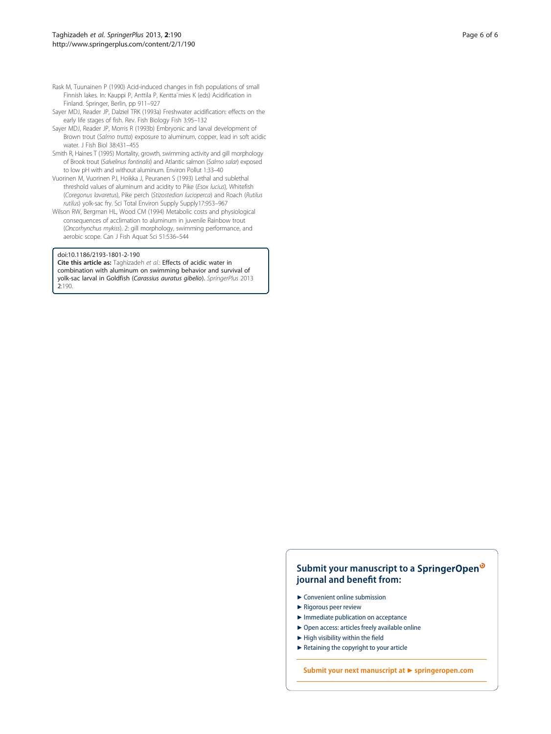Rask M, Tuunainen P (1990) Acid-induced changes in fish populations of small Finnish lakes. In: Kauppi P, Anttila P, Kentta¨mies K (eds) Acidification in Finland. Springer, Berlin, pp 911–927

Sayer MDJ, Reader JP, Dalziel TRK (1993a) Freshwater acidification: effects on the early life stages of fish. Rev. Fish Biology Fish 3:95–132

Sayer MDJ, Reader JP, Morris R (1993b) Embryonic and larval development of Brown trout (*Salmo trutta*) exposure to aluminum, copper, lead in soft acidic water. J Fish Biol 38:431–455

Smith R, Haines T (1995) Mortality, growth, swimming activity and gill morphology of Brook trout (*Salvelinus fontinalis*) and Atlantic salmon (*Salmo salar*) exposed to low pH with and without aluminum. Environ Pollut 1:33–40

Vuorinen M, Vuorinen PJ, Hoikka J, Peuranen S (1993) Lethal and sublethal threshold values of aluminum and acidity to Pike (*Esox lucius*), Whitefish (*Coregonus lavaretus*), Pike perch (*Stizostedion lucioperca*) and Roach (*Rutilus rutilus*) yolk-sac fry. Sci Total Environ Supply Supply17:953–967

Wilson RW, Bergman HL, Wood CM (1994) Metabolic costs and physiological consequences of acclimation to aluminum in juvenile Rainbow trout (*Oncorhynchus mykiss*). 2: gill morphology, swimming performance, and aerobic scope. Can J Fish Aquat Sci 51:536–544

doi:10.1186/2193-1801-2-190

**Cite this article as:** Taghizadeh *et al.*: **Effects of acidic water in combination with aluminum on swimming behavior and survival of yolk-sac larval in Goldfish (*Carassius auratus gibelio*).** *SpringerPlus* 2013 **2**:190.

**Submit your manuscript to a SpringerOpen journal and benefit from:**

- Convenient online submission
- Rigorous peer review
- Immediate publication on acceptance
- Open access: articles freely available online
- High visibility within the field
- Retaining the copyright to your article

**Submit your next manuscript at ► springeropen.com**